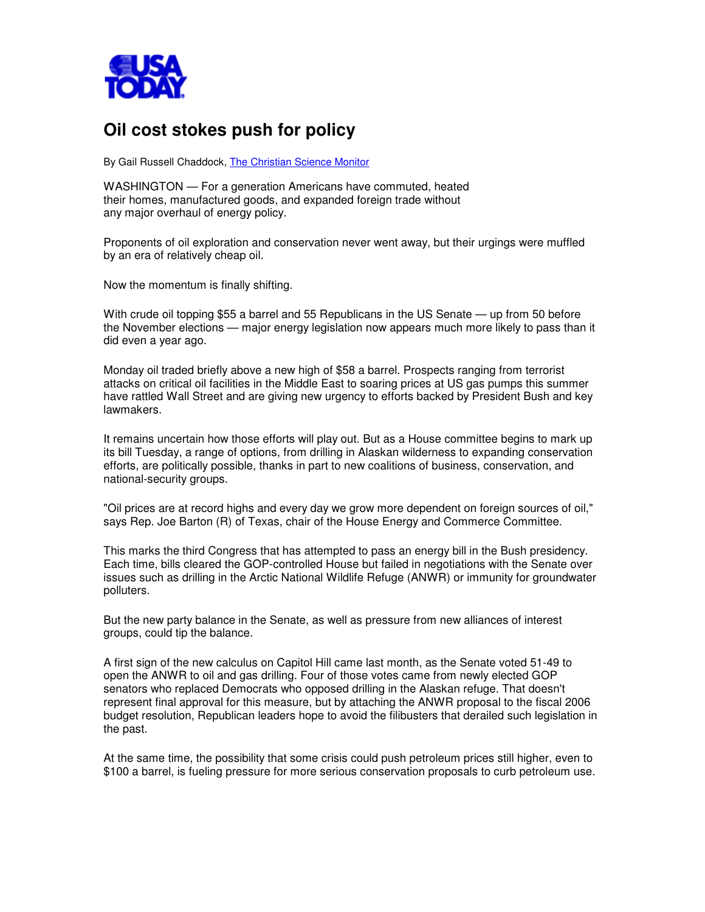# Oil cost stokes push for policy

By Gail Russell Chaddock, The Christian Science Monitor

WASHINGTON — For a generation Americans have commuted, heated their homes, manufactured goods, and expanded foreign trade without any major overhaul of energy policy.

Proponents of oil exploration and conservation never went away, but their urgings were muffled by an era of relatively cheap oil.

Now the momentum is finally shifting.

With crude oil topping $55 a barrel and 55 Republicans in the US Senate — up from 50 before the November elections — major energy legislation now appears much more likely to pass than it did even a year ago.

Monday oil traded briefly above a new high of $58 a barrel. Prospects ranging from terrorist attacks on critical oil facilities in the Middle East to soaring prices at US gas pumps this summer have rattled Wall Street and are giving new urgency to efforts backed by President Bush and key lawmakers.

It remains uncertain how those efforts will play out. But as a House committee begins to mark up its bill Tuesday, a range of options, from drilling in Alaskan wilderness to expanding conservation efforts, are politically possible, thanks in part to new coalitions of business, conservation, and national-security groups.

"Oil prices are at record highs and every day we grow more dependent on foreign sources of oil," says Rep. Joe Barton (R) of Texas, chair of the House Energy and Commerce Committee.

This marks the third Congress that has attempted to pass an energy bill in the Bush presidency. Each time, bills cleared the GOP-controlled House but failed in negotiations with the Senate over issues such as drilling in the Arctic National Wildlife Refuge (ANWR) or immunity for groundwater polluters.

But the new party balance in the Senate, as well as pressure from new alliances of interest groups, could tip the balance.

A first sign of the new calculus on Capitol Hill came last month, as the Senate voted 51-49 to open the ANWR to oil and gas drilling. Four of those votes came from newly elected GOP senators who replaced Democrats who opposed drilling in the Alaskan refuge. That doesn't represent final approval for this measure, but by attaching the ANWR proposal to the fiscal 2006 budget resolution, Republican leaders hope to avoid the filibusters that derailed such legislation in the past.

At the same time, the possibility that some crisis could push petroleum prices still higher, even to $100 a barrel, is fueling pressure for more serious conservation proposals to curb petroleum use.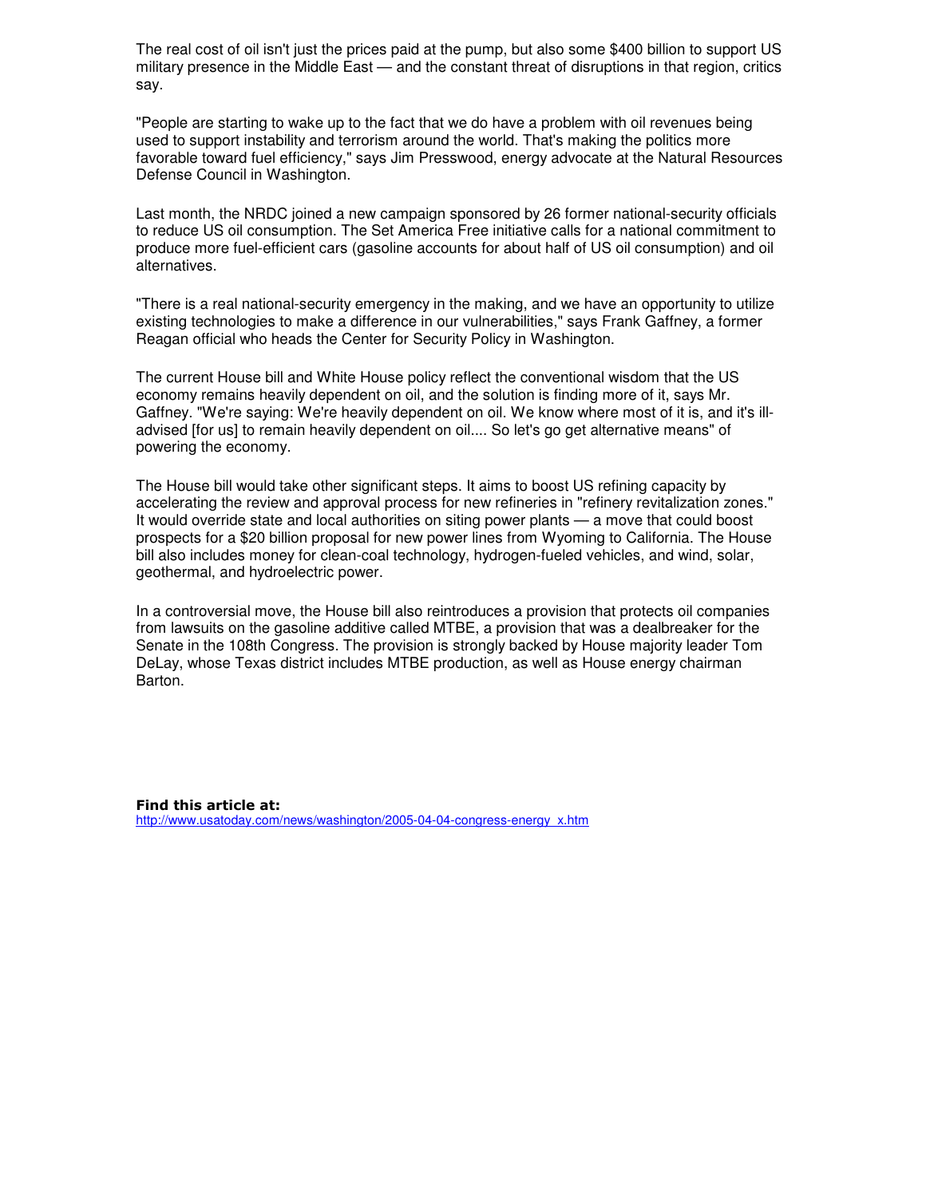The real cost of oil isn't just the prices paid at the pump, but also some $400 billion to support US military presence in the Middle East — and the constant threat of disruptions in that region, critics say.

"People are starting to wake up to the fact that we do have a problem with oil revenues being used to support instability and terrorism around the world. That's making the politics more favorable toward fuel efficiency," says Jim Presswood, energy advocate at the Natural Resources Defense Council in Washington.

Last month, the NRDC joined a new campaign sponsored by 26 former national-security officials to reduce US oil consumption. The Set America Free initiative calls for a national commitment to produce more fuel-efficient cars (gasoline accounts for about half of US oil consumption) and oil alternatives.

"There is a real national-security emergency in the making, and we have an opportunity to utilize existing technologies to make a difference in our vulnerabilities," says Frank Gaffney, a former Reagan official who heads the Center for Security Policy in Washington.

The current House bill and White House policy reflect the conventional wisdom that the US economy remains heavily dependent on oil, and the solution is finding more of it, says Mr. Gaffney. "We're saying: We're heavily dependent on oil. We know where most of it is, and it's ill-advised [for us] to remain heavily dependent on oil.... So let's go get alternative means" of powering the economy.

The House bill would take other significant steps. It aims to boost US refining capacity by accelerating the review and approval process for new refineries in "refinery revitalization zones." It would override state and local authorities on siting power plants — a move that could boost prospects for a $20 billion proposal for new power lines from Wyoming to California. The House bill also includes money for clean-coal technology, hydrogen-fueled vehicles, and wind, solar, geothermal, and hydroelectric power.

In a controversial move, the House bill also reintroduces a provision that protects oil companies from lawsuits on the gasoline additive called MTBE, a provision that was a dealbreaker for the Senate in the 108th Congress. The provision is strongly backed by House majority leader Tom DeLay, whose Texas district includes MTBE production, as well as House energy chairman Barton.

**Find this article at:**
http://www.usatoday.com/news/washington/2005-04-04-congress-energy_x.htm